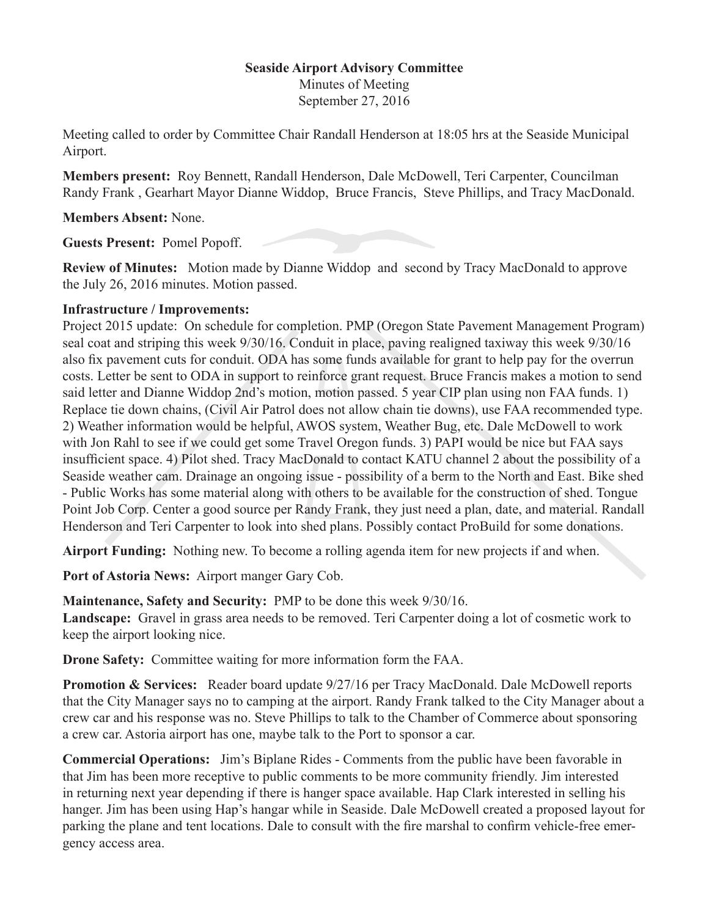**Seaside Airport Advisory Committee**

Minutes of Meeting

September 27, 2016

Meeting called to order by Committee Chair Randall Henderson at 18:05 hrs at the Seaside Municipal Airport.

**Members present:** Roy Bennett, Randall Henderson, Dale McDowell, Teri Carpenter, Councilman Randy Frank , Gearhart Mayor Dianne Widdop, Bruce Francis, Steve Phillips, and Tracy MacDonald.

**Members Absent:** None.

**Guests Present:** Pomel Popoff.

**Review of Minutes:** Motion made by Dianne Widdop and second by Tracy MacDonald to approve the July 26, 2016 minutes. Motion passed.

**Infrastructure / Improvements:**

Project 2015 update: On schedule for completion. PMP (Oregon State Pavement Management Program) seal coat and striping this week 9/30/16. Conduit in place, paving realigned taxiway this week 9/30/16 also fix pavement cuts for conduit. ODA has some funds available for grant to help pay for the overrun costs. Letter be sent to ODA in support to reinforce grant request. Bruce Francis makes a motion to send said letter and Dianne Widdop 2nd's motion, motion passed. 5 year CIP plan using non FAA funds. 1) Replace tie down chains, (Civil Air Patrol does not allow chain tie downs), use FAA recommended type. 2) Weather information would be helpful, AWOS system, Weather Bug, etc. Dale McDowell to work with Jon Rahl to see if we could get some Travel Oregon funds. 3) PAPI would be nice but FAA says insufficient space. 4) Pilot shed. Tracy MacDonald to contact KATU channel 2 about the possibility of a Seaside weather cam. Drainage an ongoing issue - possibility of a berm to the North and East. Bike shed - Public Works has some material along with others to be available for the construction of shed. Tongue Point Job Corp. Center a good source per Randy Frank, they just need a plan, date, and material. Randall Henderson and Teri Carpenter to look into shed plans. Possibly contact ProBuild for some donations.

**Airport Funding:** Nothing new. To become a rolling agenda item for new projects if and when.

**Port of Astoria News:** Airport manger Gary Cob.

**Maintenance, Safety and Security:** PMP to be done this week 9/30/16.

**Landscape:** Gravel in grass area needs to be removed. Teri Carpenter doing a lot of cosmetic work to keep the airport looking nice.

**Drone Safety:** Committee waiting for more information form the FAA.

**Promotion & Services:** Reader board update 9/27/16 per Tracy MacDonald. Dale McDowell reports that the City Manager says no to camping at the airport. Randy Frank talked to the City Manager about a crew car and his response was no. Steve Phillips to talk to the Chamber of Commerce about sponsoring a crew car. Astoria airport has one, maybe talk to the Port to sponsor a car.

**Commercial Operations:** Jim's Biplane Rides - Comments from the public have been favorable in that Jim has been more receptive to public comments to be more community friendly. Jim interested in returning next year depending if there is hanger space available. Hap Clark interested in selling his hanger. Jim has been using Hap's hangar while in Seaside. Dale McDowell created a proposed layout for parking the plane and tent locations. Dale to consult with the fire marshal to confirm vehicle-free emergency access area.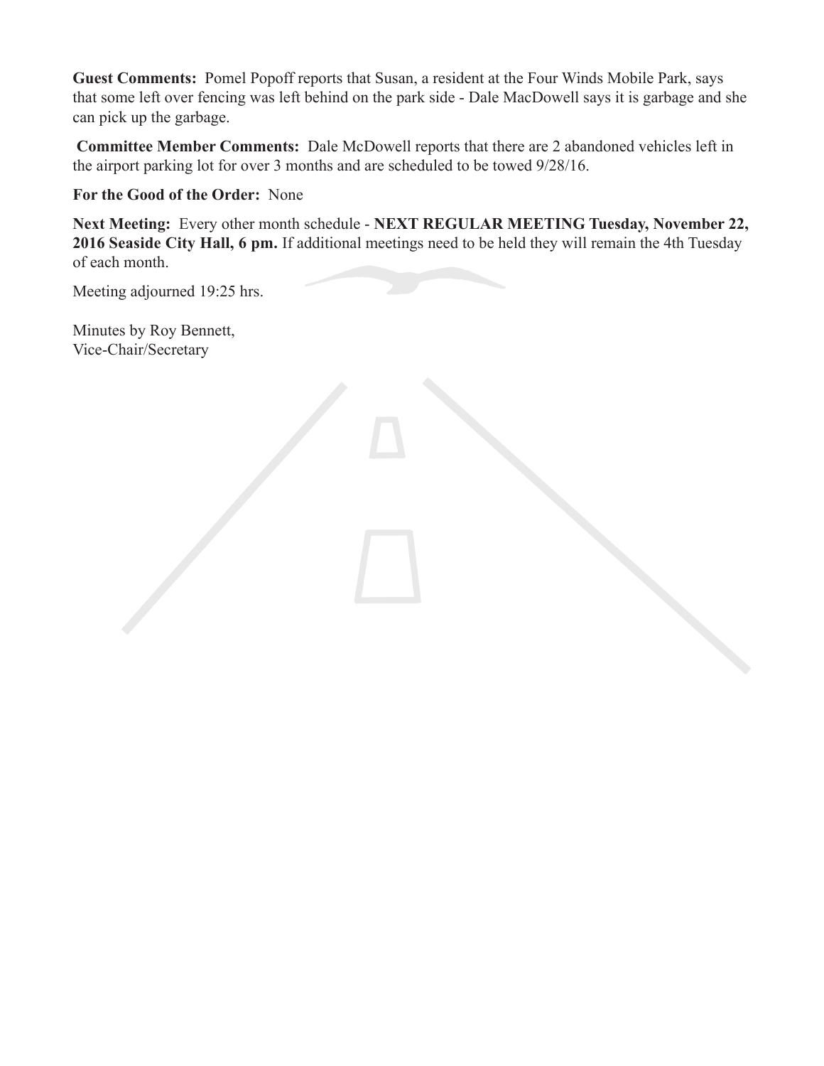**Guest Comments:** Pomel Popoff reports that Susan, a resident at the Four Winds Mobile Park, says that some left over fencing was left behind on the park side - Dale MacDowell says it is garbage and she can pick up the garbage.

**Committee Member Comments:** Dale McDowell reports that there are 2 abandoned vehicles left in the airport parking lot for over 3 months and are scheduled to be towed 9/28/16.

**For the Good of the Order:** None

**Next Meeting:** Every other month schedule - **NEXT REGULAR MEETING Tuesday, November 22, 2016 Seaside City Hall, 6 pm.** If additional meetings need to be held they will remain the 4th Tuesday of each month.

Meeting adjourned 19:25 hrs.

Minutes by Roy Bennett,
Vice-Chair/Secretary